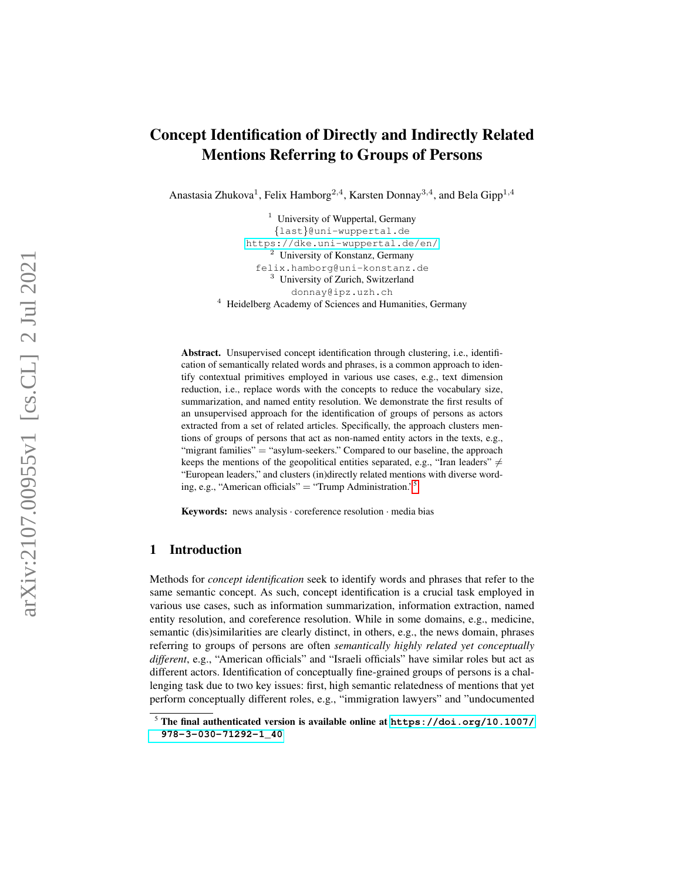# Concept Identification of Directly and Indirectly Related Mentions Referring to Groups of Persons

Anastasia Zhukova[1], Felix Hamborg[2,4], Karsten Donnay[3,4], and Bela Gipp[1,4]

[1] University of Wuppertal, Germany
{last}@uni-wuppertal.de
https://dke.uni-wuppertal.de/en/

[2] University of Konstanz, Germany
felix.hamborg@uni-konstanz.de

[3] University of Zurich, Switzerland
donnay@ipz.uzh.ch

[4] Heidelberg Academy of Sciences and Humanities, Germany

**Abstract.** Unsupervised concept identification through clustering, i.e., identification of semantically related words and phrases, is a common approach to identify contextual primitives employed in various use cases, e.g., text dimension reduction, i.e., replace words with the concepts to reduce the vocabulary size, summarization, and named entity resolution. We demonstrate the first results of an unsupervised approach for the identification of groups of persons as actors extracted from a set of related articles. Specifically, the approach clusters mentions of groups of persons that act as non-named entity actors in the texts, e.g., "migrant families" = "asylum-seekers." Compared to our baseline, the approach keeps the mentions of the geopolitical entities separated, e.g., "Iran leaders" ≠ "European leaders," and clusters (in)directly related mentions with diverse wording, e.g., "American officials" = "Trump Administration."[5]

**Keywords:** news analysis · coreference resolution · media bias

## 1 Introduction

Methods for *concept identification* seek to identify words and phrases that refer to the same semantic concept. As such, concept identification is a crucial task employed in various use cases, such as information summarization, information extraction, named entity resolution, and coreference resolution. While in some domains, e.g., medicine, semantic (dis)similarities are clearly distinct, in others, e.g., the news domain, phrases referring to groups of persons are often *semantically highly related yet conceptually different*, e.g., "American officials" and "Israeli officials" have similar roles but act as different actors. Identification of conceptually fine-grained groups of persons is a challenging task due to two key issues: first, high semantic relatedness of mentions that yet perform conceptually different roles, e.g., "immigration lawyers" and "undocumented

[5] **The final authenticated version is available online at https://doi.org/10.1007/978-3-030-71292-1_40**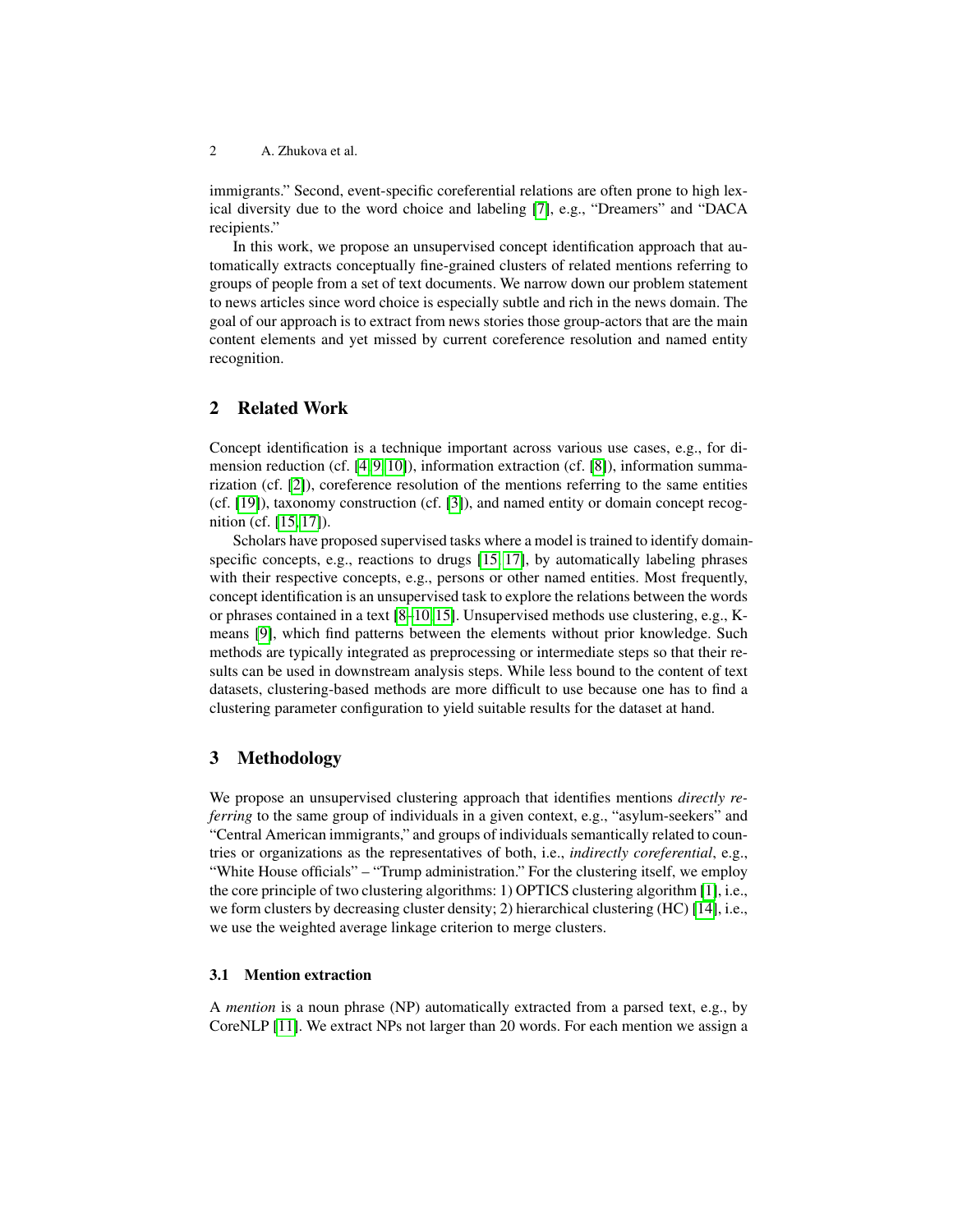immigrants." Second, event-specific coreferential relations are often prone to high lexical diversity due to the word choice and labeling [7], e.g., "Dreamers" and "DACA recipients."

In this work, we propose an unsupervised concept identification approach that automatically extracts conceptually fine-grained clusters of related mentions referring to groups of people from a set of text documents. We narrow down our problem statement to news articles since word choice is especially subtle and rich in the news domain. The goal of our approach is to extract from news stories those group-actors that are the main content elements and yet missed by current coreference resolution and named entity recognition.

## 2 Related Work

Concept identification is a technique important across various use cases, e.g., for dimension reduction (cf. [4,9,10]), information extraction (cf. [8]), information summarization (cf. [2]), coreference resolution of the mentions referring to the same entities (cf. [19]), taxonomy construction (cf. [3]), and named entity or domain concept recognition (cf. [15,17]).

Scholars have proposed supervised tasks where a model is trained to identify domain-specific concepts, e.g., reactions to drugs [15,17], by automatically labeling phrases with their respective concepts, e.g., persons or other named entities. Most frequently, concept identification is an unsupervised task to explore the relations between the words or phrases contained in a text [8–10,15]. Unsupervised methods use clustering, e.g., K-means [9], which find patterns between the elements without prior knowledge. Such methods are typically integrated as preprocessing or intermediate steps so that their results can be used in downstream analysis steps. While less bound to the content of text datasets, clustering-based methods are more difficult to use because one has to find a clustering parameter configuration to yield suitable results for the dataset at hand.

## 3 Methodology

We propose an unsupervised clustering approach that identifies mentions *directly referring* to the same group of individuals in a given context, e.g., "asylum-seekers" and "Central American immigrants," and groups of individuals semantically related to countries or organizations as the representatives of both, i.e., *indirectly coreferential*, e.g., "White House officials" – "Trump administration." For the clustering itself, we employ the core principle of two clustering algorithms: 1) OPTICS clustering algorithm [1], i.e., we form clusters by decreasing cluster density; 2) hierarchical clustering (HC) [14], i.e., we use the weighted average linkage criterion to merge clusters.

### 3.1 Mention extraction

A *mention* is a noun phrase (NP) automatically extracted from a parsed text, e.g., by CoreNLP [11]. We extract NPs not larger than 20 words. For each mention we assign a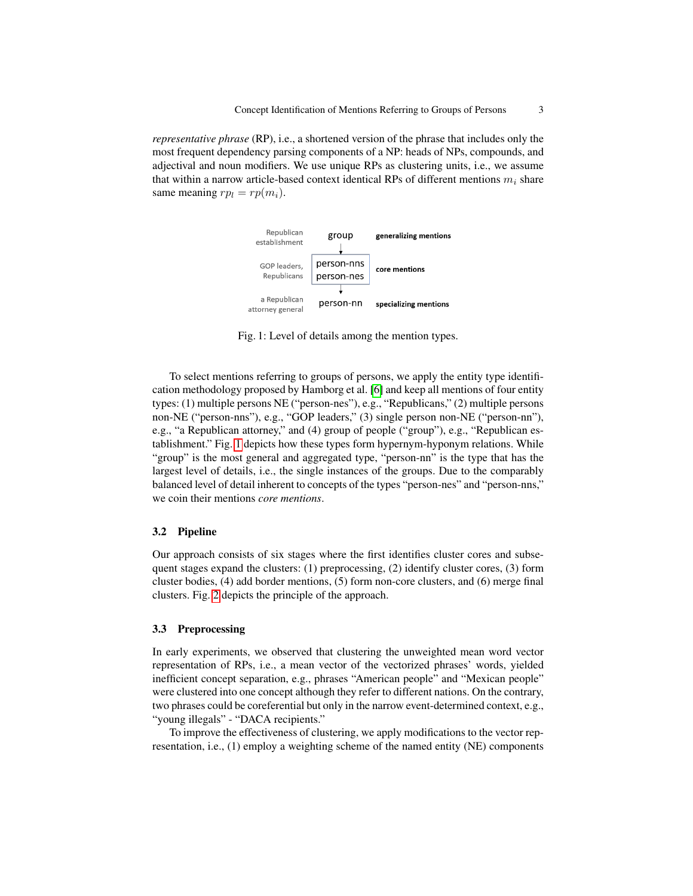*representative phrase* (RP), i.e., a shortened version of the phrase that includes only the most frequent dependency parsing components of a NP: heads of NPs, compounds, and adjectival and noun modifiers. We use unique RPs as clustering units, i.e., we assume that within a narrow article-based context identical RPs of different mentions $m_i$ share same meaning $rp_l = rp(m_i)$.

| | | |
|---|---|---|
| Republican establishment | group | **generalizing mentions** |
| GOP leaders, Republicans | person-nns<br>person-nes | **core mentions** |
| a Republican attorney general | person-nn | **specializing mentions** |

Fig. 1: Level of details among the mention types.

To select mentions referring to groups of persons, we apply the entity type identification methodology proposed by Hamborg et al. [6] and keep all mentions of four entity types: (1) multiple persons NE ("person-nes"), e.g., "Republicans," (2) multiple persons non-NE ("person-nns"), e.g., "GOP leaders," (3) single person non-NE ("person-nn"), e.g., "a Republican attorney," and (4) group of people ("group"), e.g., "Republican establishment." Fig. 1 depicts how these types form hypernym-hyponym relations. While "group" is the most general and aggregated type, "person-nn" is the type that has the largest level of details, i.e., the single instances of the groups. Due to the comparably balanced level of detail inherent to concepts of the types "person-nes" and "person-nns," we coin their mentions *core mentions*.

### 3.2 Pipeline

Our approach consists of six stages where the first identifies cluster cores and subsequent stages expand the clusters: (1) preprocessing, (2) identify cluster cores, (3) form cluster bodies, (4) add border mentions, (5) form non-core clusters, and (6) merge final clusters. Fig. 2 depicts the principle of the approach.

### 3.3 Preprocessing

In early experiments, we observed that clustering the unweighted mean word vector representation of RPs, i.e., a mean vector of the vectorized phrases' words, yielded inefficient concept separation, e.g., phrases "American people" and "Mexican people" were clustered into one concept although they refer to different nations. On the contrary, two phrases could be coreferential but only in the narrow event-determined context, e.g., "young illegals" - "DACA recipients."

To improve the effectiveness of clustering, we apply modifications to the vector representation, i.e., (1) employ a weighting scheme of the named entity (NE) components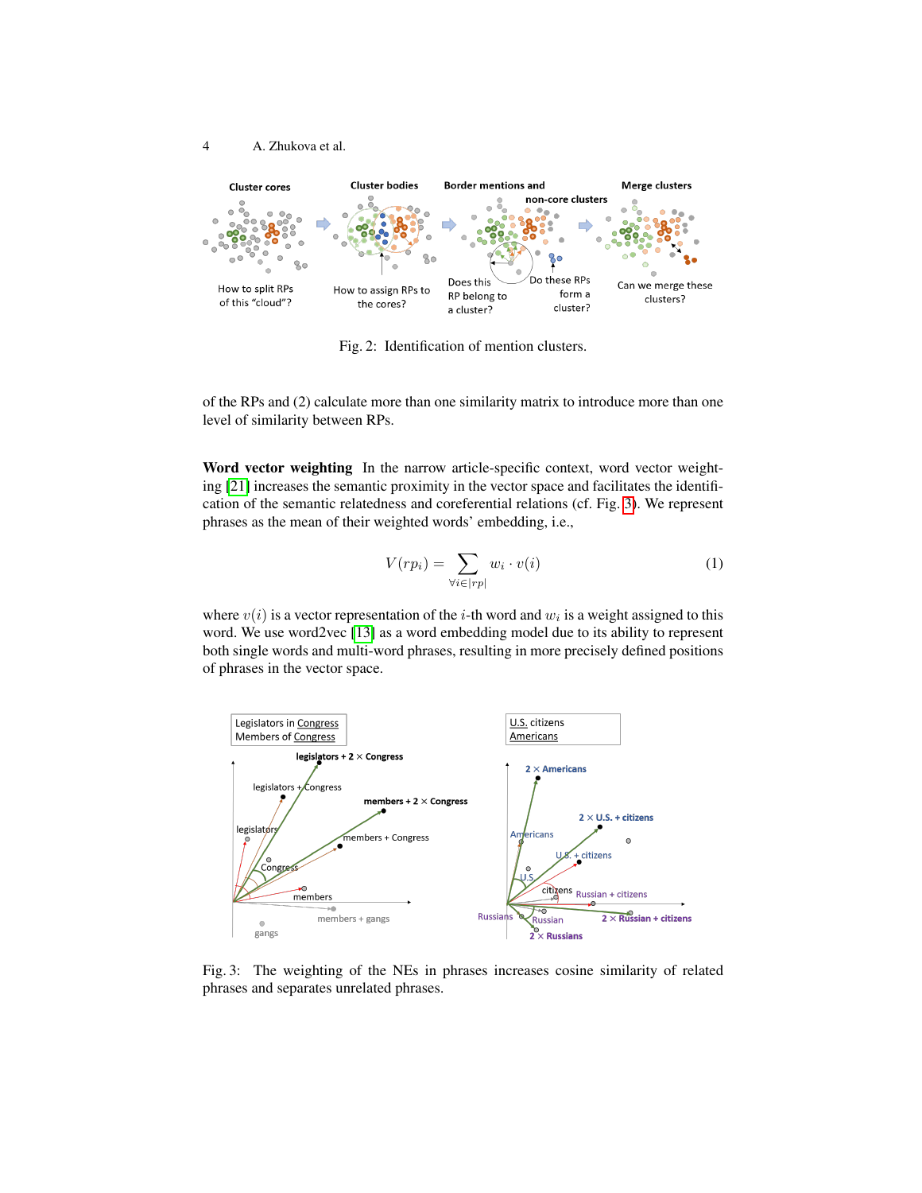Fig. 2: Identification of mention clusters.

of the RPs and (2) calculate more than one similarity matrix to introduce more than one level of similarity between RPs.

**Word vector weighting** In the narrow article-specific context, word vector weighting [21] increases the semantic proximity in the vector space and facilitates the identification of the semantic relatedness and coreferential relations (cf. Fig. 3). We represent phrases as the mean of their weighted words' embedding, i.e.,

$$V(rp_i) = \sum_{\forall i \in |rp|} w_i \cdot v(i) \tag{1}$$

where $v(i)$ is a vector representation of the $i$-th word and $w_i$ is a weight assigned to this word. We use word2vec [13] as a word embedding model due to its ability to represent both single words and multi-word phrases, resulting in more precisely defined positions of phrases in the vector space.

Fig. 3: The weighting of the NEs in phrases increases cosine similarity of related phrases and separates unrelated phrases.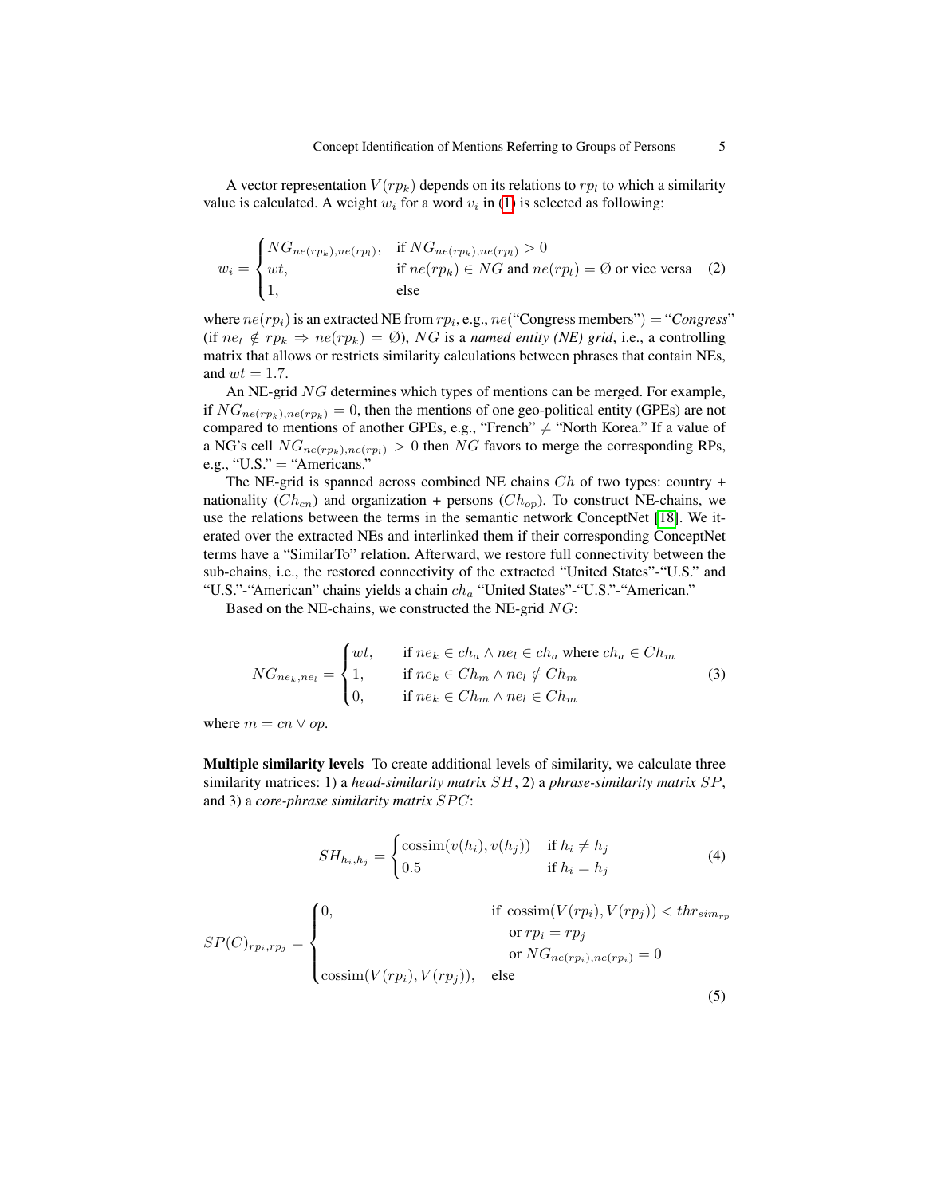A vector representation $V(rp_k)$ depends on its relations to $rp_l$ to which a similarity value is calculated. A weight $w_i$ for a word $v_i$ in (1) is selected as following:

$$w_i = \begin{cases} NG_{ne(rp_k),ne(rp_l)}, & \text{if } NG_{ne(rp_k),ne(rp_l)} > 0 \\ wt, & \text{if } ne(rp_k) \in NG \text{ and } ne(rp_l) = \emptyset \text{ or vice versa} \\ 1, & \text{else} \end{cases} \quad (2)$$

where $ne(rp_i)$ is an extracted NE from $rp_i$, e.g., $ne$("Congress members") = "*Congress*" (if $ne_t \notin rp_k \Rightarrow ne(rp_k) = \emptyset$), $NG$ is a ***named entity (NE) grid***, i.e., a controlling matrix that allows or restricts similarity calculations between phrases that contain NEs, and $wt = 1.7$.

An NE-grid $NG$ determines which types of mentions can be merged. For example, if $NG_{ne(rp_k),ne(rp_k)} = 0$, then the mentions of one geo-political entity (GPEs) are not compared to mentions of another GPEs, e.g., "French" $\neq$ "North Korea." If a value of a NG's cell $NG_{ne(rp_k),ne(rp_l)} > 0$ then $NG$ favors to merge the corresponding RPs, e.g., "U.S." = "Americans."

The NE-grid is spanned across combined NE chains $Ch$ of two types: country + nationality ($Ch_{cn}$) and organization + persons ($Ch_{op}$). To construct NE-chains, we use the relations between the terms in the semantic network ConceptNet [18]. We iterated over the extracted NEs and interlinked them if their corresponding ConceptNet terms have a "SimilarTo" relation. Afterward, we restore full connectivity between the sub-chains, i.e., the restored connectivity of the extracted "United States"-"U.S." and "U.S."-"American" chains yields a chain $ch_a$ "United States"-"U.S."-"American."

Based on the NE-chains, we constructed the NE-grid $NG$:

$$NG_{ne_k,ne_l} = \begin{cases} wt, & \text{if } ne_k \in ch_a \wedge ne_l \in ch_a \text{ where } ch_a \in Ch_m \\ 1, & \text{if } ne_k \in Ch_m \wedge ne_l \notin Ch_m \\ 0, & \text{if } ne_k \in Ch_m \wedge ne_l \in Ch_m \end{cases} \quad (3)$$

where $m = cn \vee op$.

**Multiple similarity levels** To create additional levels of similarity, we calculate three similarity matrices: 1) a *head-similarity matrix* $SH$, 2) a *phrase-similarity matrix* $SP$, and 3) a *core-phrase similarity matrix* $SPC$:

$$SH_{h_i,h_j} = \begin{cases} \text{cossim}(v(h_i), v(h_j)) & \text{if } h_i \neq h_j \\ 0.5 & \text{if } h_i = h_j \end{cases} \quad (4)$$

$$SP(C)_{rp_i,rp_j} = \begin{cases} 0, & \text{if } \text{cossim}(V(rp_i), V(rp_j)) < thr_{sim_{rp}} \\ & \quad \text{or } rp_i = rp_j \\ & \quad \text{or } NG_{ne(rp_i),ne(rp_i)} = 0 \\ \text{cossim}(V(rp_i), V(rp_j)), & \text{else} \end{cases} \quad (5)$$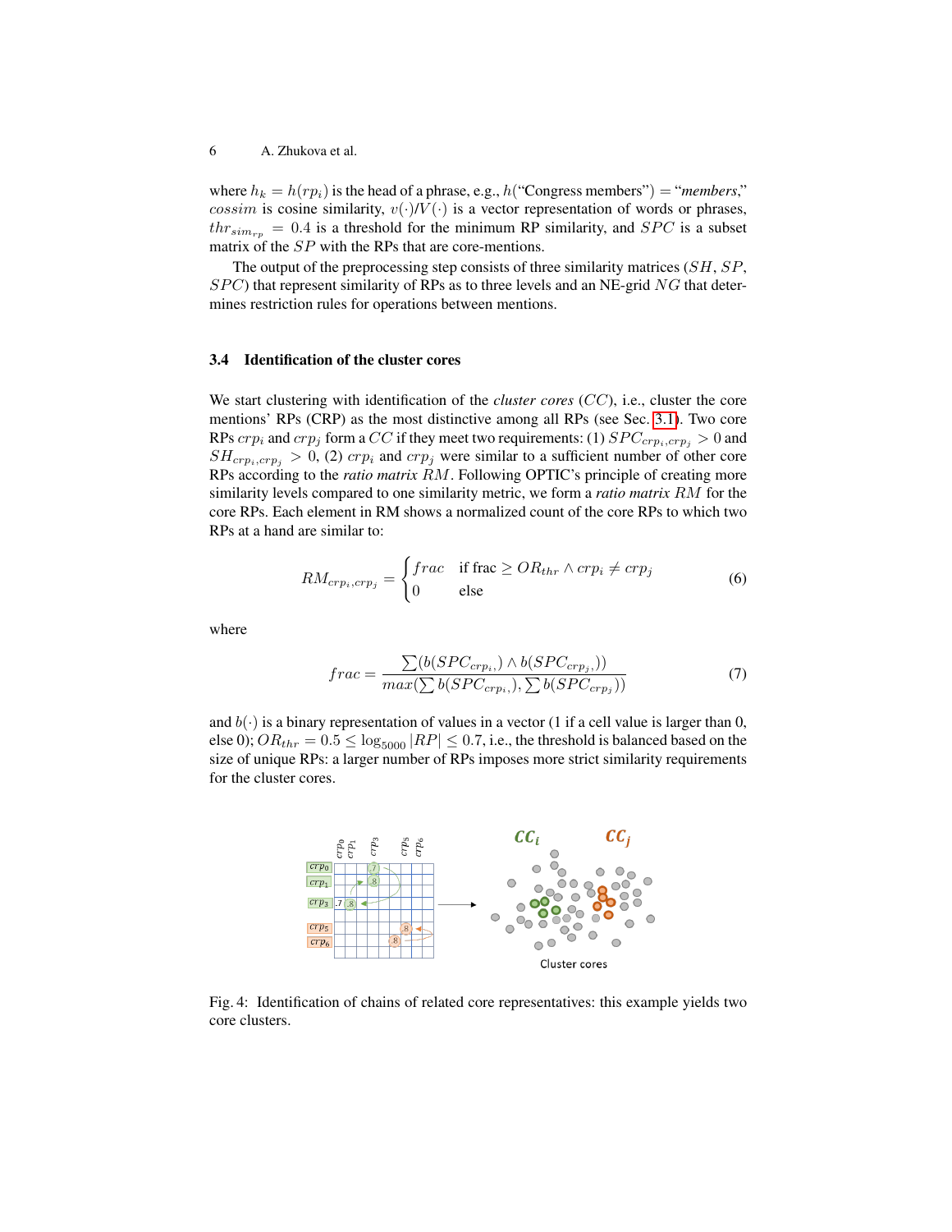where $h_k = h(rp_i)$ is the head of a phrase, e.g., $h$("Congress members") = "*members*," $cossim$ is cosine similarity, $v(\cdot)/V(\cdot)$ is a vector representation of words or phrases, $thr_{sim_{rp}} = 0.4$ is a threshold for the minimum RP similarity, and $SPC$ is a subset matrix of the $SP$ with the RPs that are core-mentions.

The output of the preprocessing step consists of three similarity matrices ($SH$, $SP$, $SPC$) that represent similarity of RPs as to three levels and an NE-grid $NG$ that determines restriction rules for operations between mentions.

### 3.4 Identification of the cluster cores

We start clustering with identification of the *cluster cores* ($CC$), i.e., cluster the core mentions' RPs (CRP) as the most distinctive among all RPs (see Sec. 3.1). Two core RPs $crp_i$ and $crp_j$ form a $CC$ if they meet two requirements: (1) $SPC_{crp_i,crp_j} > 0$ and $SH_{crp_i,crp_j} > 0$, (2) $crp_i$ and $crp_j$ were similar to a sufficient number of other core RPs according to the *ratio matrix* $RM$. Following OPTIC's principle of creating more similarity levels compared to one similarity metric, we form a *ratio matrix* $RM$ for the core RPs. Each element in RM shows a normalized count of the core RPs to which two RPs at a hand are similar to:

$$RM_{crp_i,crp_j} = \begin{cases} frac & \text{if frac} \geq OR_{thr} \wedge crp_i \neq crp_j \\ 0 & \text{else} \end{cases} \tag{6}$$

where

$$frac = \frac{\sum(b(SPC_{crp_i,}) \wedge b(SPC_{crp_j,}))}{max(\sum b(SPC_{crp_i,}), \sum b(SPC_{crp_j}))} \tag{7}$$

and $b(\cdot)$ is a binary representation of values in a vector (1 if a cell value is larger than 0, else 0); $OR_{thr} = 0.5 \leq \log_{5000} |RP| \leq 0.7$, i.e., the threshold is balanced based on the size of unique RPs: a larger number of RPs imposes more strict similarity requirements for the cluster cores.

Fig. 4: Identification of chains of related core representatives: this example yields two core clusters.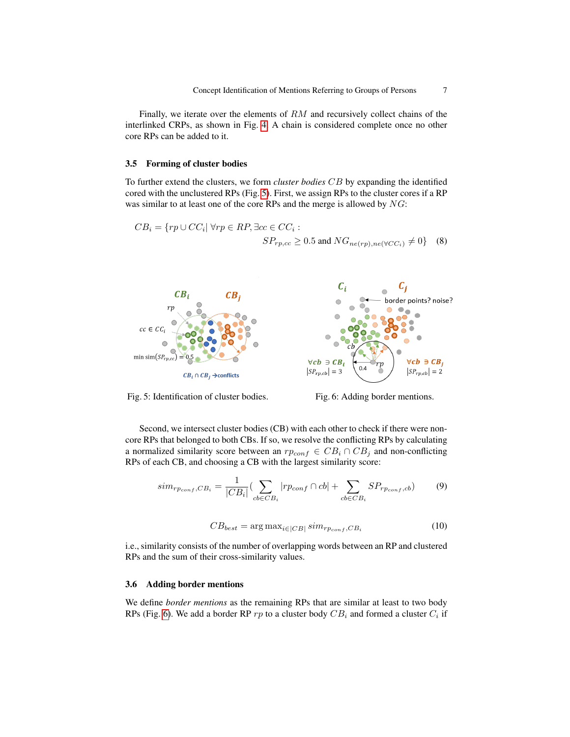Finally, we iterate over the elements of $RM$ and recursively collect chains of the interlinked CRPs, as shown in Fig. 4. A chain is considered complete once no other core RPs can be added to it.

### 3.5 Forming of cluster bodies

To further extend the clusters, we form *cluster bodies* $CB$ by expanding the identified cored with the unclustered RPs (Fig. 5). First, we assign RPs to the cluster cores if a RP was similar to at least one of the core RPs and the merge is allowed by $NG$:

$$CB_i = \{rp \cup CC_i | \, \forall rp \in RP, \exists cc \in CC_i : \\ SP_{rp,cc} \geq 0.5 \text{ and } NG_{ne(rp),ne(\forall CC_i)} \neq 0\} \quad (8)$$

Fig. 5: Identification of cluster bodies.

Fig. 6: Adding border mentions.

Second, we intersect cluster bodies (CB) with each other to check if there were non-core RPs that belonged to both CBs. If so, we resolve the conflicting RPs by calculating a normalized similarity score between an $rp_{conf} \in CB_i \cap CB_j$ and non-conflicting RPs of each CB, and choosing a CB with the largest similarity score:

$$sim_{rp_{conf},CB_i} = \frac{1}{|CB_i|}\left(\sum_{cb \in CB_i} |rp_{conf} \cap cb| + \sum_{cb \in CB_i} SP_{rp_{conf},cb}\right) \quad (9)$$

$$CB_{best} = \arg\max_{i \in |CB|} sim_{rp_{conf},CB_i} \quad (10)$$

i.e., similarity consists of the number of overlapping words between an RP and clustered RPs and the sum of their cross-similarity values.

### 3.6 Adding border mentions

We define *border mentions* as the remaining RPs that are similar at least to two body RPs (Fig. 6). We add a border RP $rp$ to a cluster body $CB_i$ and formed a cluster $C_i$ if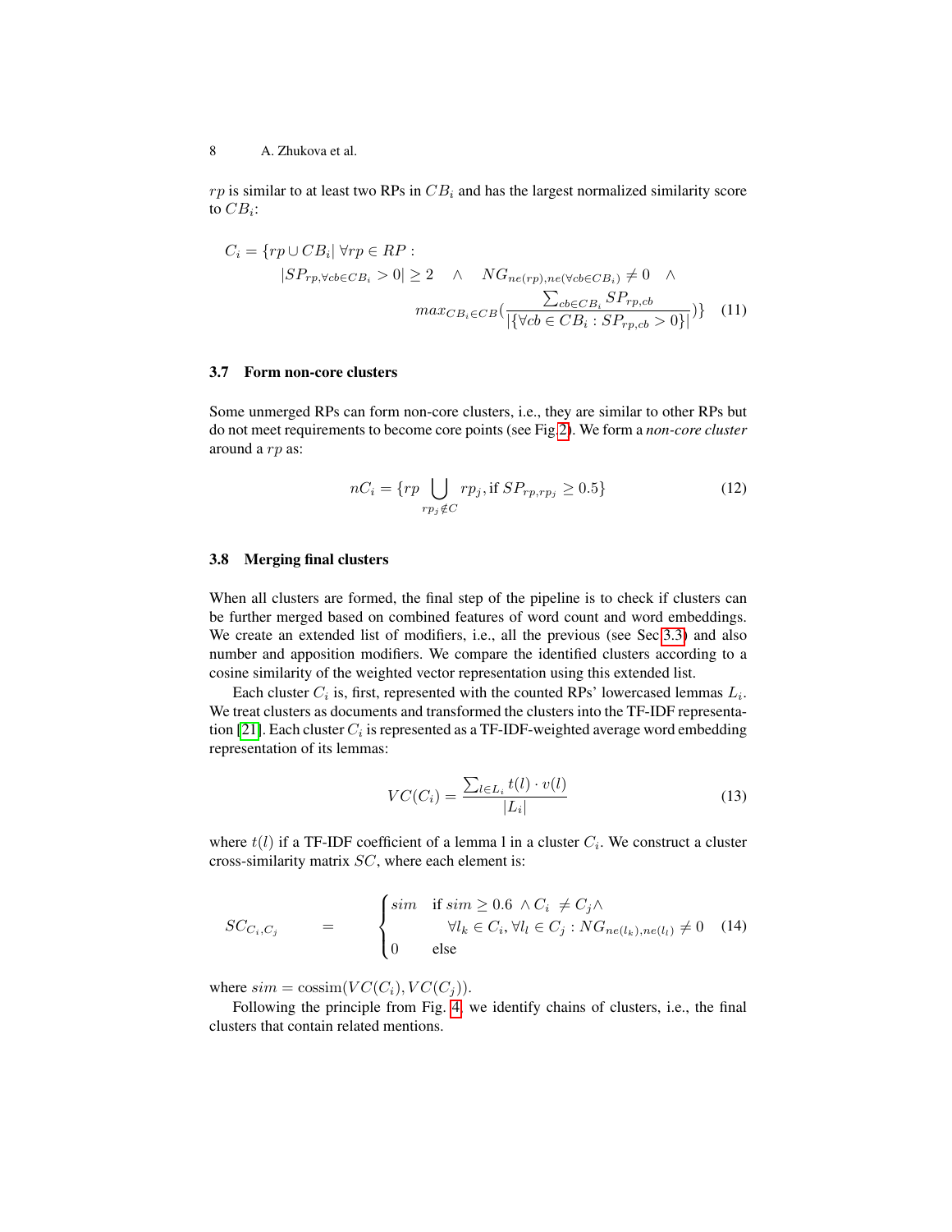$rp$ is similar to at least two RPs in $CB_i$ and has the largest normalized similarity score to $CB_i$:

$$
\begin{aligned}
C_i = \{rp \cup CB_i | \; \forall rp \in RP : \\
& |SP_{rp, \forall cb \in CB_i} > 0| \geq 2 \quad \wedge \quad NG_{ne(rp), ne(\forall cb \in CB_i)} \neq 0 \quad \wedge \\
& max_{CB_i \in CB} \left( \frac{\sum_{cb \in CB_i} SP_{rp,cb}}{|\{\forall cb \in CB_i : SP_{rp,cb} > 0\}|} \right) \}
\end{aligned}
\tag{11}
$$

### 3.7 Form non-core clusters

Some unmerged RPs can form non-core clusters, i.e., they are similar to other RPs but do not meet requirements to become core points (see Fig.2). We form a *non-core cluster* around a $rp$ as:

$$
nC_i = \{rp \bigcup_{rp_j \notin C} rp_j, \text{if } SP_{rp, rp_j} \geq 0.5\}
\tag{12}
$$

### 3.8 Merging final clusters

When all clusters are formed, the final step of the pipeline is to check if clusters can be further merged based on combined features of word count and word embeddings. We create an extended list of modifiers, i.e., all the previous (see Sec 3.3) and also number and apposition modifiers. We compare the identified clusters according to a cosine similarity of the weighted vector representation using this extended list.

Each cluster $C_i$ is, first, represented with the counted RPs' lowercased lemmas $L_i$. We treat clusters as documents and transformed the clusters into the TF-IDF representation [21]. Each cluster $C_i$ is represented as a TF-IDF-weighted average word embedding representation of its lemmas:

$$
VC(C_i) = \frac{\sum_{l \in L_i} t(l) \cdot v(l)}{|L_i|}
\tag{13}
$$

where $t(l)$ if a TF-IDF coefficient of a lemma l in a cluster $C_i$. We construct a cluster cross-similarity matrix $SC$, where each element is:

$$
SC_{C_i, C_j} = \begin{cases} sim & \text{if } sim \geq 0.6 \; \wedge C_i \neq C_j \wedge \\ & \quad \forall l_k \in C_i, \forall l_l \in C_j : NG_{ne(l_k), ne(l_l)} \neq 0 \\ 0 & \text{else} \end{cases}
\tag{14}
$$

where $sim = \text{cossim}(VC(C_i), VC(C_j))$.

Following the principle from Fig. 4, we identify chains of clusters, i.e., the final clusters that contain related mentions.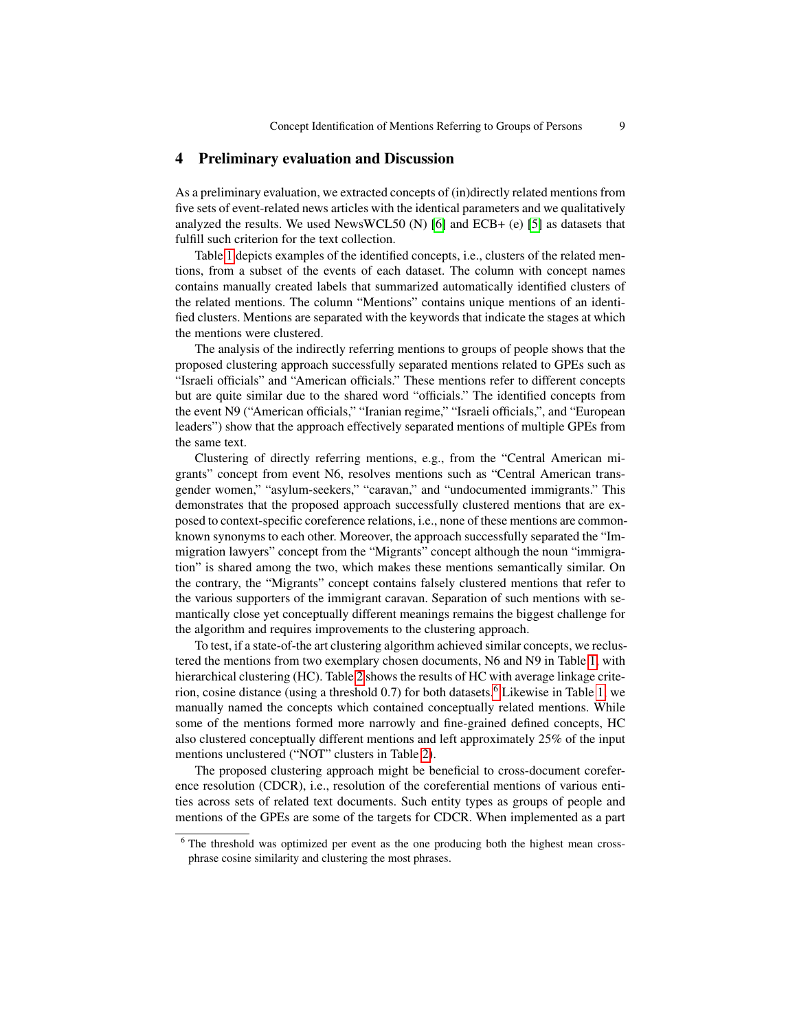## 4 Preliminary evaluation and Discussion

As a preliminary evaluation, we extracted concepts of (in)directly related mentions from five sets of event-related news articles with the identical parameters and we qualitatively analyzed the results. We used NewsWCL50 (N) [6] and ECB+ (e) [5] as datasets that fulfill such criterion for the text collection.

Table 1 depicts examples of the identified concepts, i.e., clusters of the related mentions, from a subset of the events of each dataset. The column with concept names contains manually created labels that summarized automatically identified clusters of the related mentions. The column "Mentions" contains unique mentions of an identified clusters. Mentions are separated with the keywords that indicate the stages at which the mentions were clustered.

The analysis of the indirectly referring mentions to groups of people shows that the proposed clustering approach successfully separated mentions related to GPEs such as "Israeli officials" and "American officials." These mentions refer to different concepts but are quite similar due to the shared word "officials." The identified concepts from the event N9 ("American officials," "Iranian regime," "Israeli officials,", and "European leaders") show that the approach effectively separated mentions of multiple GPEs from the same text.

Clustering of directly referring mentions, e.g., from the "Central American migrants" concept from event N6, resolves mentions such as "Central American transgender women," "asylum-seekers," "caravan," and "undocumented immigrants." This demonstrates that the proposed approach successfully clustered mentions that are exposed to context-specific coreference relations, i.e., none of these mentions are commonknown synonyms to each other. Moreover, the approach successfully separated the "Immigration lawyers" concept from the "Migrants" concept although the noun "immigration" is shared among the two, which makes these mentions semantically similar. On the contrary, the "Migrants" concept contains falsely clustered mentions that refer to the various supporters of the immigrant caravan. Separation of such mentions with semantically close yet conceptually different meanings remains the biggest challenge for the algorithm and requires improvements to the clustering approach.

To test, if a state-of-the art clustering algorithm achieved similar concepts, we reclustered the mentions from two exemplary chosen documents, N6 and N9 in Table 1, with hierarchical clustering (HC). Table 2 shows the results of HC with average linkage criterion, cosine distance (using a threshold 0.7) for both datasets.[6] Likewise in Table 1, we manually named the concepts which contained conceptually related mentions. While some of the mentions formed more narrowly and fine-grained defined concepts, HC also clustered conceptually different mentions and left approximately 25% of the input mentions unclustered ("NOT" clusters in Table 2).

The proposed clustering approach might be beneficial to cross-document coreference resolution (CDCR), i.e., resolution of the coreferential mentions of various entities across sets of related text documents. Such entity types as groups of people and mentions of the GPEs are some of the targets for CDCR. When implemented as a part

[6] The threshold was optimized per event as the one producing both the highest mean cross-phrase cosine similarity and clustering the most phrases.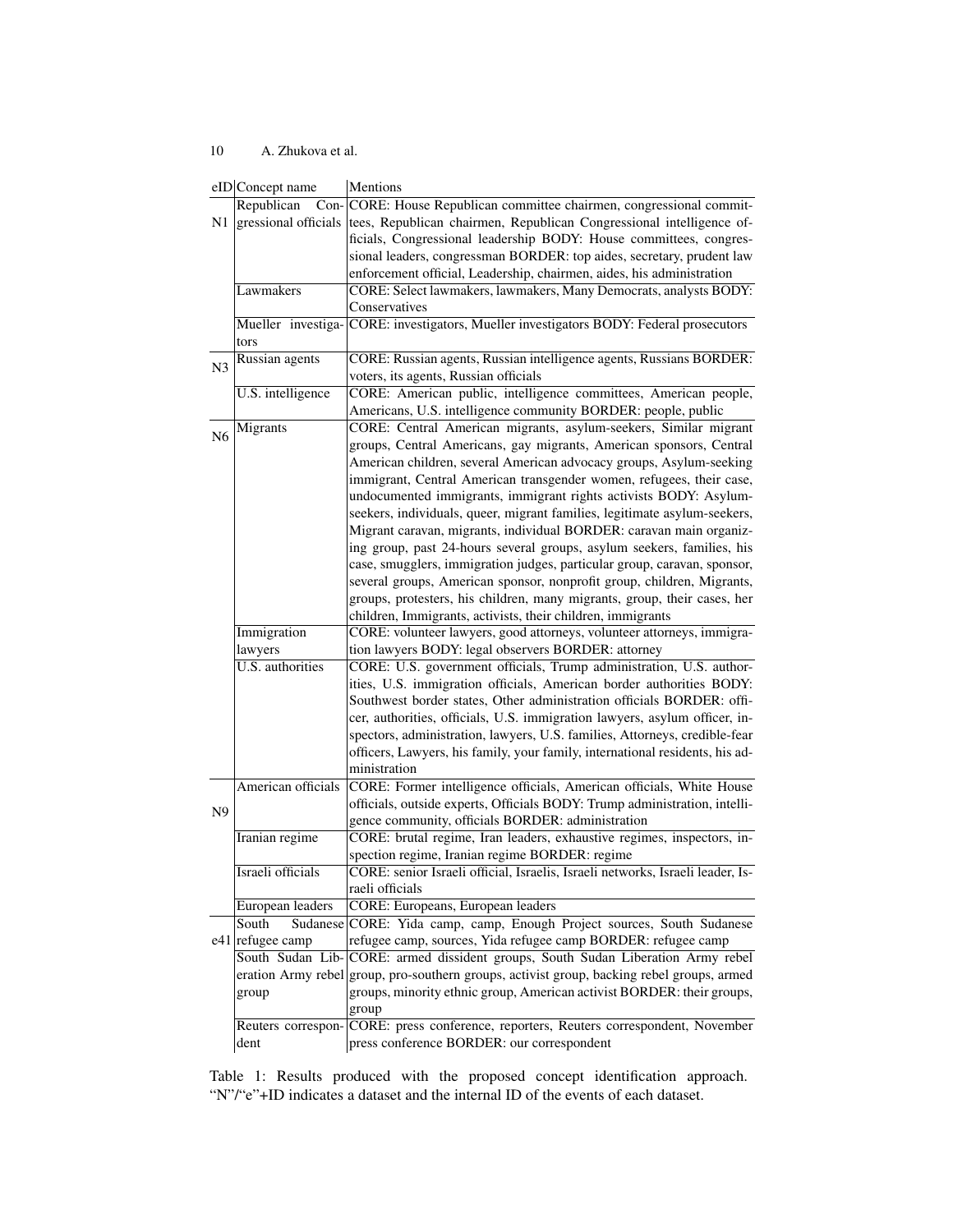| eID | Concept name | Mentions |
|---|---|---|
| N1 | Republican Congressional officials | CORE: House Republican committee chairmen, congressional committees, Republican chairmen, Republican Congressional intelligence officials, Congressional leadership BODY: House committees, congressional leaders, congressman BORDER: top aides, secretary, prudent law enforcement official, Leadership, chairmen, aides, his administration |
| | Lawmakers | CORE: Select lawmakers, lawmakers, Many Democrats, analysts BODY: Conservatives |
| | Mueller investigators | CORE: investigators, Mueller investigators BODY: Federal prosecutors |
| N3 | Russian agents | CORE: Russian agents, Russian intelligence agents, Russians BORDER: voters, its agents, Russian officials |
| | U.S. intelligence | CORE: American public, intelligence committees, American people, Americans, U.S. intelligence community BORDER: people, public |
| N6 | Migrants | CORE: Central American migrants, asylum-seekers, Similar migrant groups, Central Americans, gay migrants, American sponsors, Central American children, several American advocacy groups, Asylum-seeking immigrant, Central American transgender women, refugees, their case, undocumented immigrants, immigrant rights activists BODY: Asylum-seekers, individuals, queer, migrant families, legitimate asylum-seekers, Migrant caravan, migrants, individual BORDER: caravan main organizing group, past 24-hours several groups, asylum seekers, families, his case, smugglers, immigration judges, particular group, caravan, sponsor, several groups, American sponsor, nonprofit group, children, Migrants, groups, protesters, his children, many migrants, group, their cases, her children, Immigrants, activists, their children, immigrants |
| | Immigration lawyers | CORE: volunteer lawyers, good attorneys, volunteer attorneys, immigration lawyers BODY: legal observers BORDER: attorney |
| | U.S. authorities | CORE: U.S. government officials, Trump administration, U.S. authorities, U.S. immigration officials, American border authorities BODY: Southwest border states, Other administration officials BORDER: officer, authorities, officials, U.S. immigration lawyers, asylum officer, inspectors, administration, lawyers, U.S. families, Attorneys, credible-fear officers, Lawyers, his family, your family, international residents, his administration |
| N9 | American officials | CORE: Former intelligence officials, American officials, White House officials, outside experts, Officials BODY: Trump administration, intelligence community, officials BORDER: administration |
| | Iranian regime | CORE: brutal regime, Iran leaders, exhaustive regimes, inspectors, inspection regime, Iranian regime BORDER: regime |
| | Israeli officials | CORE: senior Israeli official, Israelis, Israeli networks, Israeli leader, Israeli officials |
| | European leaders | CORE: Europeans, European leaders |
| e41 | South Sudanese refugee camp | CORE: Yida camp, camp, Enough Project sources, South Sudanese refugee camp, sources, Yida refugee camp BORDER: refugee camp |
| | South Sudan Liberation Army rebel group | CORE: armed dissident groups, South Sudan Liberation Army rebel group, pro-southern groups, activist group, backing rebel groups, armed groups, minority ethnic group, American activist BORDER: their groups, group |
| | Reuters correspondent | CORE: press conference, reporters, Reuters correspondent, November press conference BORDER: our correspondent |

Table 1: Results produced with the proposed concept identification approach. "N"/"e"+ID indicates a dataset and the internal ID of the events of each dataset.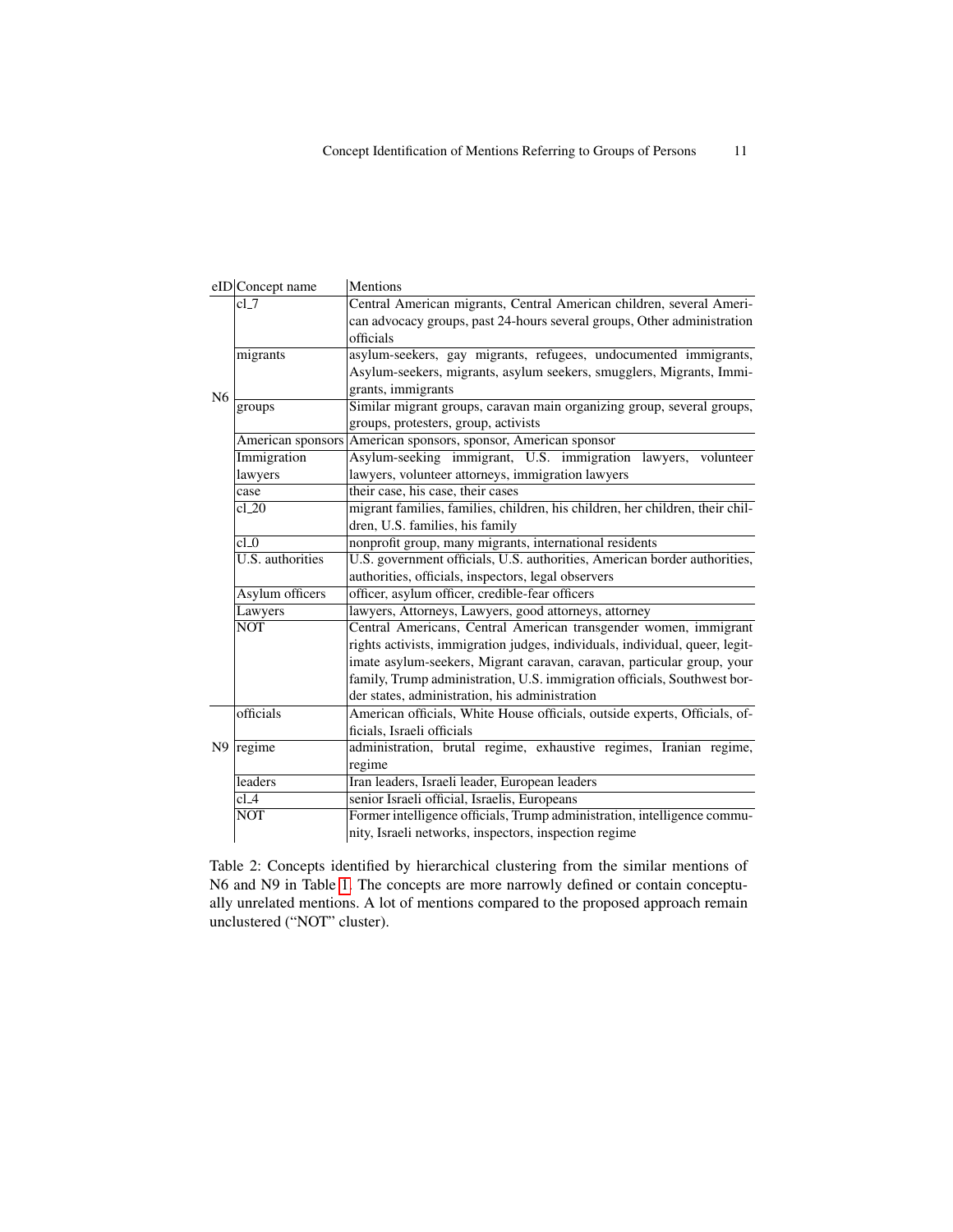| eID | Concept name | Mentions |
|---|---|---|
| N6 | cl_7 | Central American migrants, Central American children, several American advocacy groups, past 24-hours several groups, Other administration officials |
| | migrants | asylum-seekers, gay migrants, refugees, undocumented immigrants, Asylum-seekers, migrants, asylum seekers, smugglers, Migrants, Immigrants, immigrants |
| | groups | Similar migrant groups, caravan main organizing group, several groups, groups, protesters, group, activists |
| | American sponsors | American sponsors, sponsor, American sponsor |
| | Immigration lawyers | Asylum-seeking immigrant, U.S. immigration lawyers, volunteer lawyers, volunteer attorneys, immigration lawyers |
| | case | their case, his case, their cases |
| | cl_20 | migrant families, families, children, his children, her children, their children, U.S. families, his family |
| | cl_0 | nonprofit group, many migrants, international residents |
| | U.S. authorities | U.S. government officials, U.S. authorities, American border authorities, authorities, officials, inspectors, legal observers |
| | Asylum officers | officer, asylum officer, credible-fear officers |
| | Lawyers | lawyers, Attorneys, Lawyers, good attorneys, attorney |
| | NOT | Central Americans, Central American transgender women, immigrant rights activists, immigration judges, individuals, individual, queer, legitimate asylum-seekers, Migrant caravan, caravan, particular group, your family, Trump administration, U.S. immigration officials, Southwest border states, administration, his administration |
| N9 | officials | American officials, White House officials, outside experts, Officials, officials, Israeli officials |
| | regime | administration, brutal regime, exhaustive regimes, Iranian regime, regime |
| | leaders | Iran leaders, Israeli leader, European leaders |
| | cl_4 | senior Israeli official, Israelis, Europeans |
| | NOT | Former intelligence officials, Trump administration, intelligence community, Israeli networks, inspectors, inspection regime |

Table 2: Concepts identified by hierarchical clustering from the similar mentions of N6 and N9 in Table 1. The concepts are more narrowly defined or contain conceptually unrelated mentions. A lot of mentions compared to the proposed approach remain unclustered ("NOT" cluster).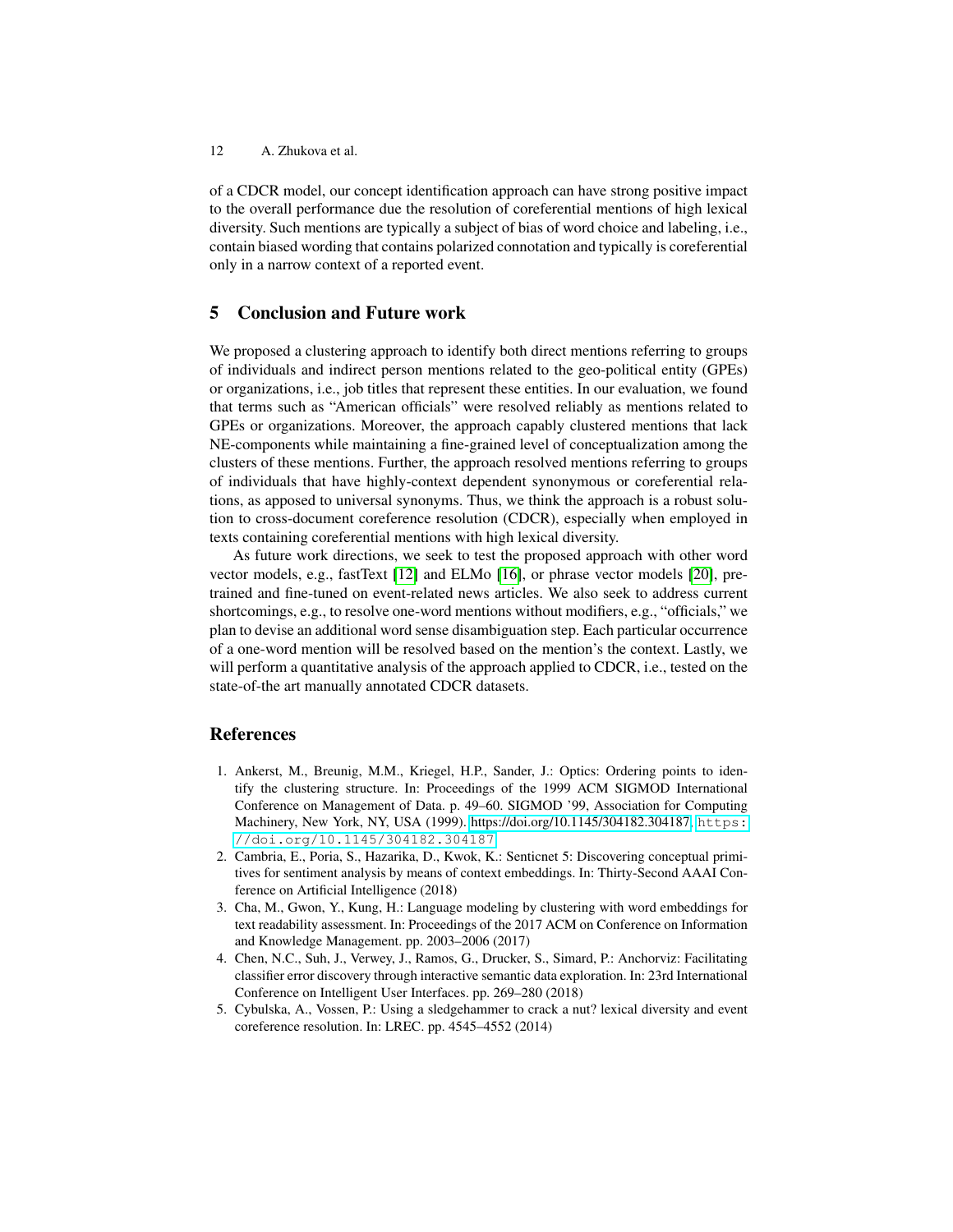of a CDCR model, our concept identification approach can have strong positive impact to the overall performance due the resolution of coreferential mentions of high lexical diversity. Such mentions are typically a subject of bias of word choice and labeling, i.e., contain biased wording that contains polarized connotation and typically is coreferential only in a narrow context of a reported event.

## 5 Conclusion and Future work

We proposed a clustering approach to identify both direct mentions referring to groups of individuals and indirect person mentions related to the geo-political entity (GPEs) or organizations, i.e., job titles that represent these entities. In our evaluation, we found that terms such as "American officials" were resolved reliably as mentions related to GPEs or organizations. Moreover, the approach capably clustered mentions that lack NE-components while maintaining a fine-grained level of conceptualization among the clusters of these mentions. Further, the approach resolved mentions referring to groups of individuals that have highly-context dependent synonymous or coreferential relations, as apposed to universal synonyms. Thus, we think the approach is a robust solution to cross-document coreference resolution (CDCR), especially when employed in texts containing coreferential mentions with high lexical diversity.

As future work directions, we seek to test the proposed approach with other word vector models, e.g., fastText [12] and ELMo [16], or phrase vector models [20], pretrained and fine-tuned on event-related news articles. We also seek to address current shortcomings, e.g., to resolve one-word mentions without modifiers, e.g., "officials," we plan to devise an additional word sense disambiguation step. Each particular occurrence of a one-word mention will be resolved based on the mention's the context. Lastly, we will perform a quantitative analysis of the approach applied to CDCR, i.e., tested on the state-of-the art manually annotated CDCR datasets.

## References

1. Ankerst, M., Breunig, M.M., Kriegel, H.P., Sander, J.: Optics: Ordering points to identify the clustering structure. In: Proceedings of the 1999 ACM SIGMOD International Conference on Management of Data. p. 49–60. SIGMOD '99, Association for Computing Machinery, New York, NY, USA (1999). https://doi.org/10.1145/304182.304187, `https://doi.org/10.1145/304182.304187`
2. Cambria, E., Poria, S., Hazarika, D., Kwok, K.: Senticnet 5: Discovering conceptual primitives for sentiment analysis by means of context embeddings. In: Thirty-Second AAAI Conference on Artificial Intelligence (2018)
3. Cha, M., Gwon, Y., Kung, H.: Language modeling by clustering with word embeddings for text readability assessment. In: Proceedings of the 2017 ACM on Conference on Information and Knowledge Management. pp. 2003–2006 (2017)
4. Chen, N.C., Suh, J., Verwey, J., Ramos, G., Drucker, S., Simard, P.: Anchorviz: Facilitating classifier error discovery through interactive semantic data exploration. In: 23rd International Conference on Intelligent User Interfaces. pp. 269–280 (2018)
5. Cybulska, A., Vossen, P.: Using a sledgehammer to crack a nut? lexical diversity and event coreference resolution. In: LREC. pp. 4545–4552 (2014)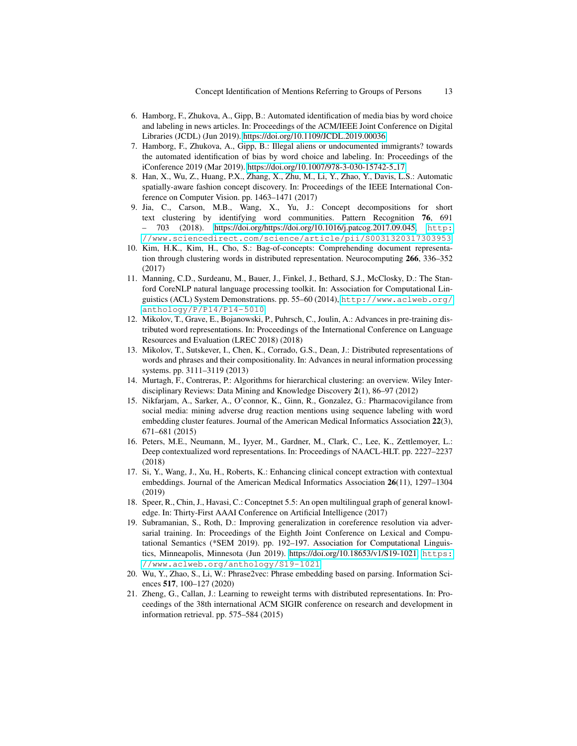6. Hamborg, F., Zhukova, A., Gipp, B.: Automated identification of media bias by word choice and labeling in news articles. In: Proceedings of the ACM/IEEE Joint Conference on Digital Libraries (JCDL) (Jun 2019). https://doi.org/10.1109/JCDL.2019.00036
7. Hamborg, F., Zhukova, A., Gipp, B.: Illegal aliens or undocumented immigrants? towards the automated identification of bias by word choice and labeling. In: Proceedings of the iConference 2019 (Mar 2019). https://doi.org/10.1007/978-3-030-15742-5_17
8. Han, X., Wu, Z., Huang, P.X., Zhang, X., Zhu, M., Li, Y., Zhao, Y., Davis, L.S.: Automatic spatially-aware fashion concept discovery. In: Proceedings of the IEEE International Conference on Computer Vision. pp. 1463–1471 (2017)
9. Jia, C., Carson, M.B., Wang, X., Yu, J.: Concept decompositions for short text clustering by identifying word communities. Pattern Recognition **76**, 691 – 703 (2018). https://doi.org/https://doi.org/10.1016/j.patcog.2017.09.045, http://www.sciencedirect.com/science/article/pii/S0031320317303953
10. Kim, H.K., Kim, H., Cho, S.: Bag-of-concepts: Comprehending document representation through clustering words in distributed representation. Neurocomputing **266**, 336–352 (2017)
11. Manning, C.D., Surdeanu, M., Bauer, J., Finkel, J., Bethard, S.J., McClosky, D.: The Stanford CoreNLP natural language processing toolkit. In: Association for Computational Linguistics (ACL) System Demonstrations. pp. 55–60 (2014), http://www.aclweb.org/anthology/P/P14/P14-5010
12. Mikolov, T., Grave, E., Bojanowski, P., Puhrsch, C., Joulin, A.: Advances in pre-training distributed word representations. In: Proceedings of the International Conference on Language Resources and Evaluation (LREC 2018) (2018)
13. Mikolov, T., Sutskever, I., Chen, K., Corrado, G.S., Dean, J.: Distributed representations of words and phrases and their compositionality. In: Advances in neural information processing systems. pp. 3111–3119 (2013)
14. Murtagh, F., Contreras, P.: Algorithms for hierarchical clustering: an overview. Wiley Interdisciplinary Reviews: Data Mining and Knowledge Discovery **2**(1), 86–97 (2012)
15. Nikfarjam, A., Sarker, A., O'connor, K., Ginn, R., Gonzalez, G.: Pharmacovigilance from social media: mining adverse drug reaction mentions using sequence labeling with word embedding cluster features. Journal of the American Medical Informatics Association **22**(3), 671–681 (2015)
16. Peters, M.E., Neumann, M., Iyyer, M., Gardner, M., Clark, C., Lee, K., Zettlemoyer, L.: Deep contextualized word representations. In: Proceedings of NAACL-HLT. pp. 2227–2237 (2018)
17. Si, Y., Wang, J., Xu, H., Roberts, K.: Enhancing clinical concept extraction with contextual embeddings. Journal of the American Medical Informatics Association **26**(11), 1297–1304 (2019)
18. Speer, R., Chin, J., Havasi, C.: Conceptnet 5.5: An open multilingual graph of general knowledge. In: Thirty-First AAAI Conference on Artificial Intelligence (2017)
19. Subramanian, S., Roth, D.: Improving generalization in coreference resolution via adversarial training. In: Proceedings of the Eighth Joint Conference on Lexical and Computational Semantics (*SEM 2019). pp. 192–197. Association for Computational Linguistics, Minneapolis, Minnesota (Jun 2019). https://doi.org/10.18653/v1/S19-1021, https://www.aclweb.org/anthology/S19-1021
20. Wu, Y., Zhao, S., Li, W.: Phrase2vec: Phrase embedding based on parsing. Information Sciences **517**, 100–127 (2020)
21. Zheng, G., Callan, J.: Learning to reweight terms with distributed representations. In: Proceedings of the 38th international ACM SIGIR conference on research and development in information retrieval. pp. 575–584 (2015)